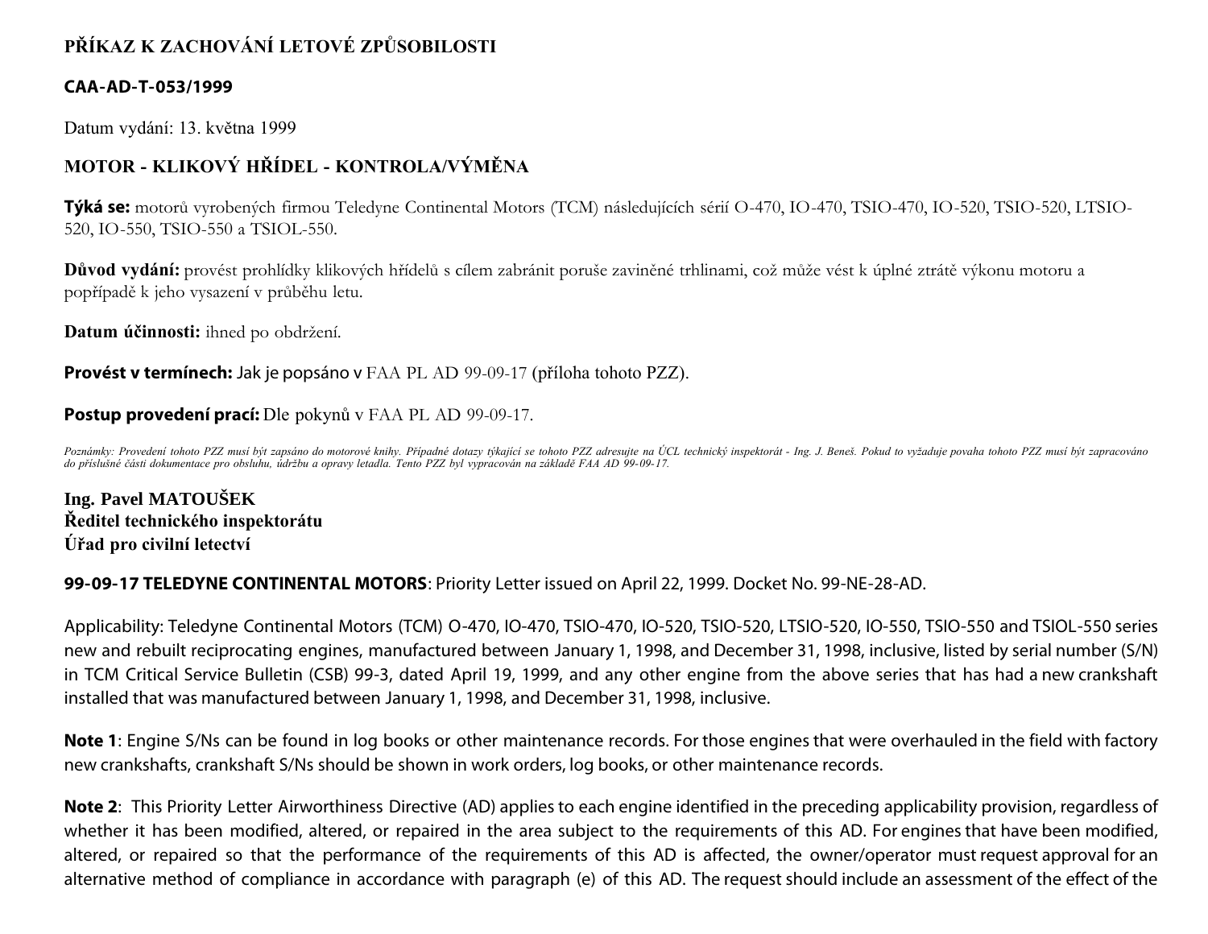# PŘÍKAZ K ZACHOVÁNÍ LETOVÉ ZPŮSOBILOSTI

## CAA-AD-T-053/1999

Datum vydání: 13. května 1999

## MOTOR - KLIKOVÝ HŘÍDEL - KONTROLA/VÝMĚNA

**Týká se:** motorů vyrobených firmou Teledyne Continental Motors (TCM) následujících sérií O-470, IO-470, TSIO-470, IO-520, TSIO-520, LTSIO-520, IO-550, TSIO-550 a TSIOL-550.

**Důvod vydání:** provést prohlídky klikových hřídelů s cílem zabránit poruše zaviněné trhlinami, což může vést k úplné ztrátě výkonu motoru a popřípadě k jeho vysazení v průběhu letu.

**Datum účinnosti:** ihned po obdržení.

**Provést v termínech:** Jak je popsáno v FAA PL AD 99-09-17 (příloha tohoto PZZ).

**Postup provedení prací:** Dle pokynů v FAA PL AD 99-09-17.

*Poznámky: Provedení tohoto PZZ musí být zapsáno do motorové knihy. Případné dotazy týkající se tohoto PZZ adresujte na ÚCL technický inspektorát - Ing. J. Beneš. Pokud to vyžaduje povaha tohoto PZZ musí být zapracováno do příslušné části dokumentace pro obsluhu, údržbu a opravy letadla. Tento PZZ byl vypracován na základě FAA AD 99-09-17.*

**Ing. Pavel MATOUŠEK**
**Ředitel technického inspektorátu**
**Úřad pro civilní letectví**

**99-09-17 TELEDYNE CONTINENTAL MOTORS**: Priority Letter issued on April 22, 1999. Docket No. 99-NE-28-AD.

Applicability: Teledyne Continental Motors (TCM) O-470, IO-470, TSIO-470, IO-520, TSIO-520, LTSIO-520, IO-550, TSIO-550 and TSIOL-550 series new and rebuilt reciprocating engines, manufactured between January 1, 1998, and December 31, 1998, inclusive, listed by serial number (S/N) in TCM Critical Service Bulletin (CSB) 99-3, dated April 19, 1999, and any other engine from the above series that has had a new crankshaft installed that was manufactured between January 1, 1998, and December 31, 1998, inclusive.

**Note 1**: Engine S/Ns can be found in log books or other maintenance records. For those engines that were overhauled in the field with factory new crankshafts, crankshaft S/Ns should be shown in work orders, log books, or other maintenance records.

**Note 2**: This Priority Letter Airworthiness Directive (AD) applies to each engine identified in the preceding applicability provision, regardless of whether it has been modified, altered, or repaired in the area subject to the requirements of this AD. For engines that have been modified, altered, or repaired so that the performance of the requirements of this AD is affected, the owner/operator must request approval for an alternative method of compliance in accordance with paragraph (e) of this AD. The request should include an assessment of the effect of the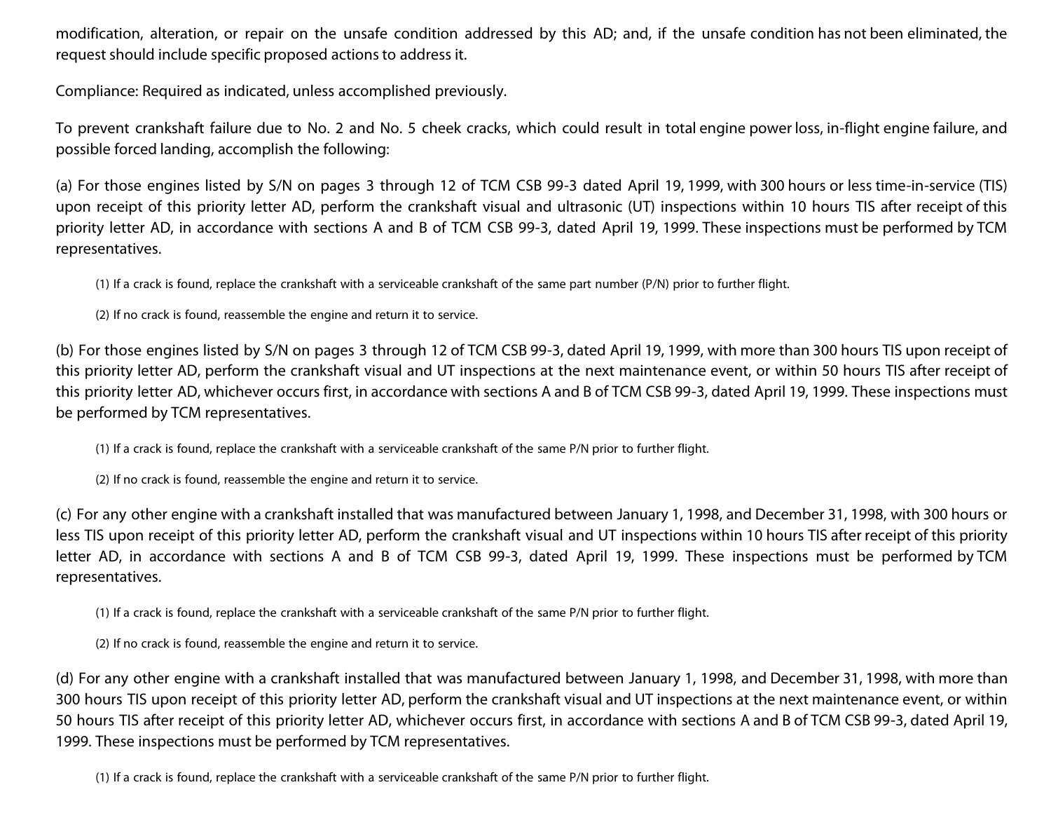modification, alteration, or repair on the unsafe condition addressed by this AD; and, if the unsafe condition has not been eliminated, the request should include specific proposed actions to address it.

Compliance: Required as indicated, unless accomplished previously.

To prevent crankshaft failure due to No. 2 and No. 5 cheek cracks, which could result in total engine power loss, in-flight engine failure, and possible forced landing, accomplish the following:

(a) For those engines listed by S/N on pages 3 through 12 of TCM CSB 99-3 dated April 19, 1999, with 300 hours or less time-in-service (TIS) upon receipt of this priority letter AD, perform the crankshaft visual and ultrasonic (UT) inspections within 10 hours TIS after receipt of this priority letter AD, in accordance with sections A and B of TCM CSB 99-3, dated April 19, 1999. These inspections must be performed by TCM representatives.

> (1) If a crack is found, replace the crankshaft with a serviceable crankshaft of the same part number (P/N) prior to further flight.
>
> (2) If no crack is found, reassemble the engine and return it to service.

(b) For those engines listed by S/N on pages 3 through 12 of TCM CSB 99-3, dated April 19, 1999, with more than 300 hours TIS upon receipt of this priority letter AD, perform the crankshaft visual and UT inspections at the next maintenance event, or within 50 hours TIS after receipt of this priority letter AD, whichever occurs first, in accordance with sections A and B of TCM CSB 99-3, dated April 19, 1999. These inspections must be performed by TCM representatives.

> (1) If a crack is found, replace the crankshaft with a serviceable crankshaft of the same P/N prior to further flight.
>
> (2) If no crack is found, reassemble the engine and return it to service.

(c) For any other engine with a crankshaft installed that was manufactured between January 1, 1998, and December 31, 1998, with 300 hours or less TIS upon receipt of this priority letter AD, perform the crankshaft visual and UT inspections within 10 hours TIS after receipt of this priority letter AD, in accordance with sections A and B of TCM CSB 99-3, dated April 19, 1999. These inspections must be performed by TCM representatives.

> (1) If a crack is found, replace the crankshaft with a serviceable crankshaft of the same P/N prior to further flight.
>
> (2) If no crack is found, reassemble the engine and return it to service.

(d) For any other engine with a crankshaft installed that was manufactured between January 1, 1998, and December 31, 1998, with more than 300 hours TIS upon receipt of this priority letter AD, perform the crankshaft visual and UT inspections at the next maintenance event, or within 50 hours TIS after receipt of this priority letter AD, whichever occurs first, in accordance with sections A and B of TCM CSB 99-3, dated April 19, 1999. These inspections must be performed by TCM representatives.

> (1) If a crack is found, replace the crankshaft with a serviceable crankshaft of the same P/N prior to further flight.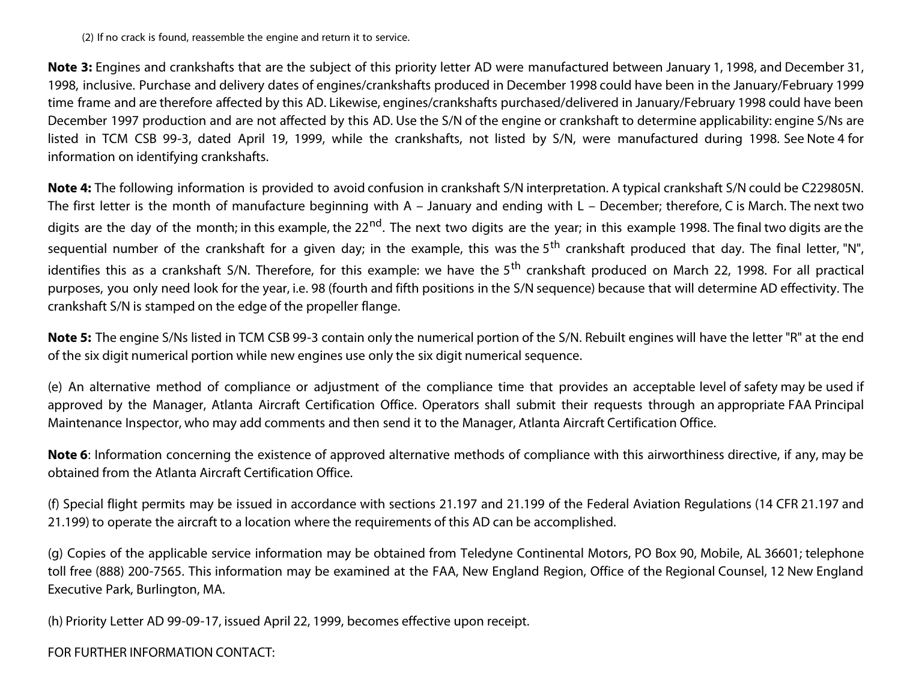(2) If no crack is found, reassemble the engine and return it to service.

**Note 3:** Engines and crankshafts that are the subject of this priority letter AD were manufactured between January 1, 1998, and December 31, 1998, inclusive. Purchase and delivery dates of engines/crankshafts produced in December 1998 could have been in the January/February 1999 time frame and are therefore affected by this AD. Likewise, engines/crankshafts purchased/delivered in January/February 1998 could have been December 1997 production and are not affected by this AD. Use the S/N of the engine or crankshaft to determine applicability: engine S/Ns are listed in TCM CSB 99-3, dated April 19, 1999, while the crankshafts, not listed by S/N, were manufactured during 1998. See Note 4 for information on identifying crankshafts.

**Note 4:** The following information is provided to avoid confusion in crankshaft S/N interpretation. A typical crankshaft S/N could be C229805N. The first letter is the month of manufacture beginning with A – January and ending with L – December; therefore, C is March. The next two digits are the day of the month; in this example, the 22nd. The next two digits are the year; in this example 1998. The final two digits are the sequential number of the crankshaft for a given day; in the example, this was the 5th crankshaft produced that day. The final letter, "N", identifies this as a crankshaft S/N. Therefore, for this example: we have the 5th crankshaft produced on March 22, 1998. For all practical purposes, you only need look for the year, i.e. 98 (fourth and fifth positions in the S/N sequence) because that will determine AD effectivity. The crankshaft S/N is stamped on the edge of the propeller flange.

**Note 5:** The engine S/Ns listed in TCM CSB 99-3 contain only the numerical portion of the S/N. Rebuilt engines will have the letter "R" at the end of the six digit numerical portion while new engines use only the six digit numerical sequence.

(e) An alternative method of compliance or adjustment of the compliance time that provides an acceptable level of safety may be used if approved by the Manager, Atlanta Aircraft Certification Office. Operators shall submit their requests through an appropriate FAA Principal Maintenance Inspector, who may add comments and then send it to the Manager, Atlanta Aircraft Certification Office.

**Note 6**: Information concerning the existence of approved alternative methods of compliance with this airworthiness directive, if any, may be obtained from the Atlanta Aircraft Certification Office.

(f) Special flight permits may be issued in accordance with sections 21.197 and 21.199 of the Federal Aviation Regulations (14 CFR 21.197 and 21.199) to operate the aircraft to a location where the requirements of this AD can be accomplished.

(g) Copies of the applicable service information may be obtained from Teledyne Continental Motors, PO Box 90, Mobile, AL 36601; telephone toll free (888) 200-7565. This information may be examined at the FAA, New England Region, Office of the Regional Counsel, 12 New England Executive Park, Burlington, MA.

(h) Priority Letter AD 99-09-17, issued April 22, 1999, becomes effective upon receipt.

FOR FURTHER INFORMATION CONTACT: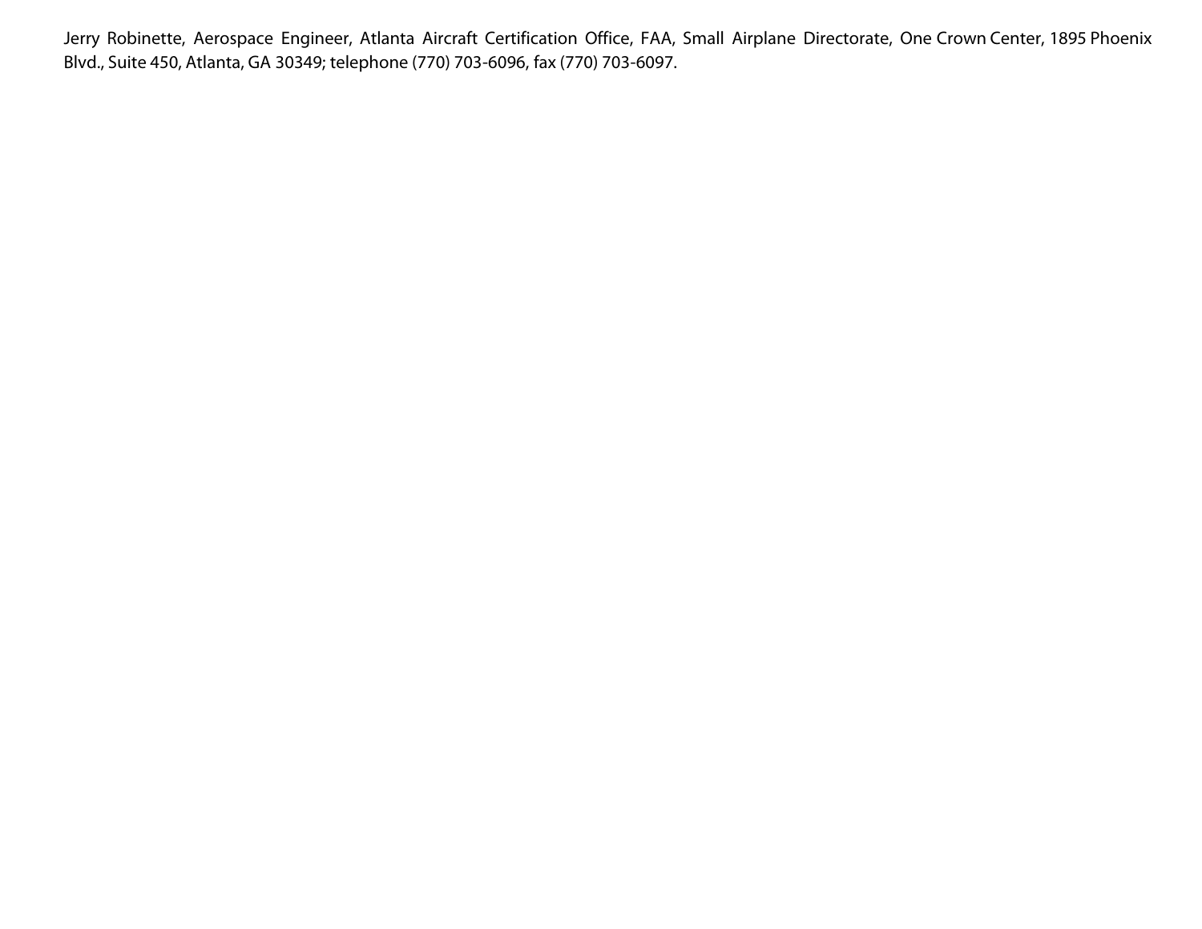Jerry Robinette, Aerospace Engineer, Atlanta Aircraft Certification Office, FAA, Small Airplane Directorate, One Crown Center, 1895 Phoenix Blvd., Suite 450, Atlanta, GA 30349; telephone (770) 703-6096, fax (770) 703-6097.